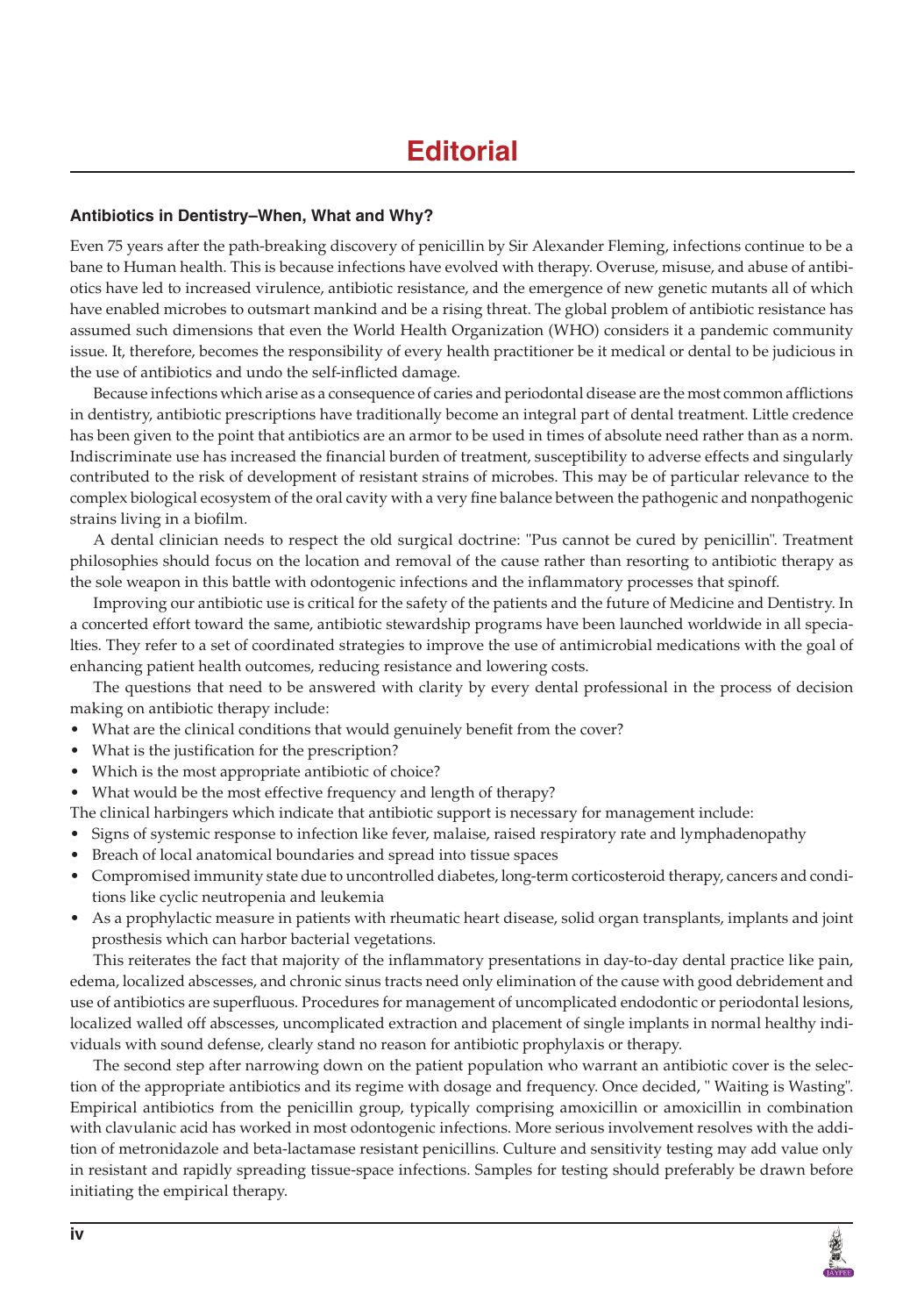# Editorial

### Antibiotics in Dentistry–When, What and Why?

Even 75 years after the path-breaking discovery of penicillin by Sir Alexander Fleming, infections continue to be a bane to Human health. This is because infections have evolved with therapy. Overuse, misuse, and abuse of antibiotics have led to increased virulence, antibiotic resistance, and the emergence of new genetic mutants all of which have enabled microbes to outsmart mankind and be a rising threat. The global problem of antibiotic resistance has assumed such dimensions that even the World Health Organization (WHO) considers it a pandemic community issue. It, therefore, becomes the responsibility of every health practitioner be it medical or dental to be judicious in the use of antibiotics and undo the self-inflicted damage.

Because infections which arise as a consequence of caries and periodontal disease are the most common afflictions in dentistry, antibiotic prescriptions have traditionally become an integral part of dental treatment. Little credence has been given to the point that antibiotics are an armor to be used in times of absolute need rather than as a norm. Indiscriminate use has increased the financial burden of treatment, susceptibility to adverse effects and singularly contributed to the risk of development of resistant strains of microbes. This may be of particular relevance to the complex biological ecosystem of the oral cavity with a very fine balance between the pathogenic and nonpathogenic strains living in a biofilm.

A dental clinician needs to respect the old surgical doctrine: "Pus cannot be cured by penicillin". Treatment philosophies should focus on the location and removal of the cause rather than resorting to antibiotic therapy as the sole weapon in this battle with odontogenic infections and the inflammatory processes that spinoff.

Improving our antibiotic use is critical for the safety of the patients and the future of Medicine and Dentistry. In a concerted effort toward the same, antibiotic stewardship programs have been launched worldwide in all specialties. They refer to a set of coordinated strategies to improve the use of antimicrobial medications with the goal of enhancing patient health outcomes, reducing resistance and lowering costs.

The questions that need to be answered with clarity by every dental professional in the process of decision making on antibiotic therapy include:

- What are the clinical conditions that would genuinely benefit from the cover?
- What is the justification for the prescription?
- Which is the most appropriate antibiotic of choice?
- What would be the most effective frequency and length of therapy?

The clinical harbingers which indicate that antibiotic support is necessary for management include:

- Signs of systemic response to infection like fever, malaise, raised respiratory rate and lymphadenopathy
- Breach of local anatomical boundaries and spread into tissue spaces
- Compromised immunity state due to uncontrolled diabetes, long-term corticosteroid therapy, cancers and conditions like cyclic neutropenia and leukemia
- As a prophylactic measure in patients with rheumatic heart disease, solid organ transplants, implants and joint prosthesis which can harbor bacterial vegetations.

This reiterates the fact that majority of the inflammatory presentations in day-to-day dental practice like pain, edema, localized abscesses, and chronic sinus tracts need only elimination of the cause with good debridement and use of antibiotics are superfluous. Procedures for management of uncomplicated endodontic or periodontal lesions, localized walled off abscesses, uncomplicated extraction and placement of single implants in normal healthy individuals with sound defense, clearly stand no reason for antibiotic prophylaxis or therapy.

The second step after narrowing down on the patient population who warrant an antibiotic cover is the selection of the appropriate antibiotics and its regime with dosage and frequency. Once decided, " Waiting is Wasting". Empirical antibiotics from the penicillin group, typically comprising amoxicillin or amoxicillin in combination with clavulanic acid has worked in most odontogenic infections. More serious involvement resolves with the addition of metronidazole and beta-lactamase resistant penicillins. Culture and sensitivity testing may add value only in resistant and rapidly spreading tissue-space infections. Samples for testing should preferably be drawn before initiating the empirical therapy.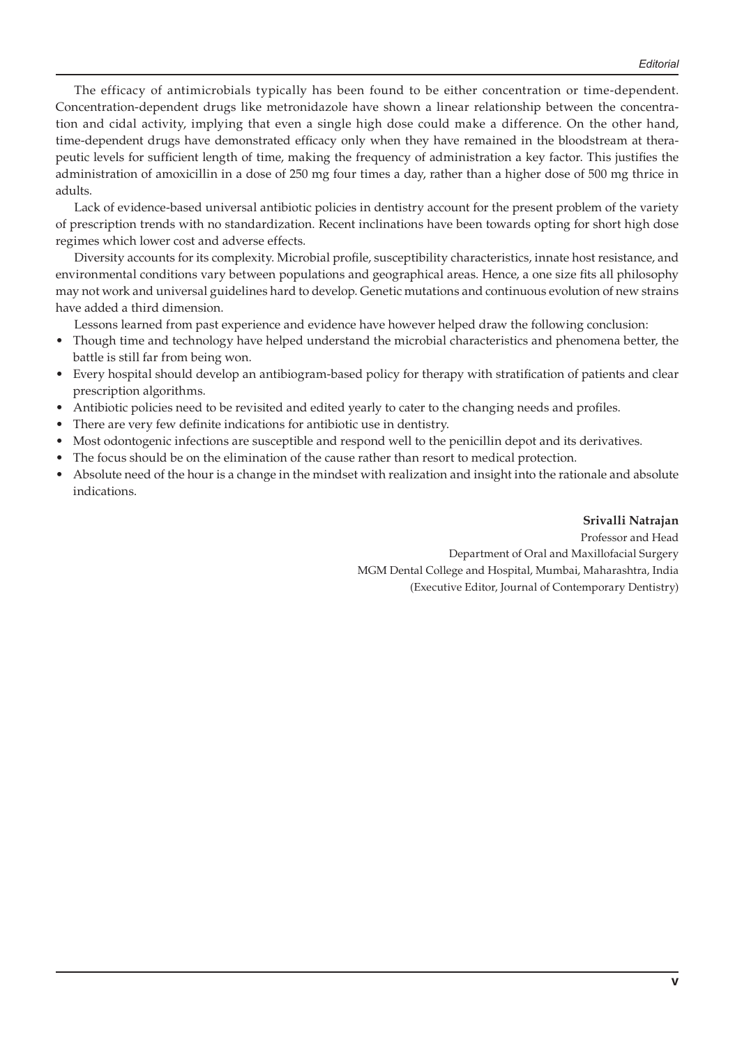The efficacy of antimicrobials typically has been found to be either concentration or time-dependent. Concentration-dependent drugs like metronidazole have shown a linear relationship between the concentration and cidal activity, implying that even a single high dose could make a difference. On the other hand, time-dependent drugs have demonstrated efficacy only when they have remained in the bloodstream at therapeutic levels for sufficient length of time, making the frequency of administration a key factor. This justifies the administration of amoxicillin in a dose of 250 mg four times a day, rather than a higher dose of 500 mg thrice in adults.

Lack of evidence-based universal antibiotic policies in dentistry account for the present problem of the variety of prescription trends with no standardization. Recent inclinations have been towards opting for short high dose regimes which lower cost and adverse effects.

Diversity accounts for its complexity. Microbial profile, susceptibility characteristics, innate host resistance, and environmental conditions vary between populations and geographical areas. Hence, a one size fits all philosophy may not work and universal guidelines hard to develop. Genetic mutations and continuous evolution of new strains have added a third dimension.

Lessons learned from past experience and evidence have however helped draw the following conclusion:

- Though time and technology have helped understand the microbial characteristics and phenomena better, the battle is still far from being won.
- Every hospital should develop an antibiogram-based policy for therapy with stratification of patients and clear prescription algorithms.
- Antibiotic policies need to be revisited and edited yearly to cater to the changing needs and profiles.
- There are very few definite indications for antibiotic use in dentistry.
- Most odontogenic infections are susceptible and respond well to the penicillin depot and its derivatives.
- The focus should be on the elimination of the cause rather than resort to medical protection.
- Absolute need of the hour is a change in the mindset with realization and insight into the rationale and absolute indications.

**Srivalli Natrajan**

Professor and Head

Department of Oral and Maxillofacial Surgery

MGM Dental College and Hospital, Mumbai, Maharashtra, India

(Executive Editor, Journal of Contemporary Dentistry)